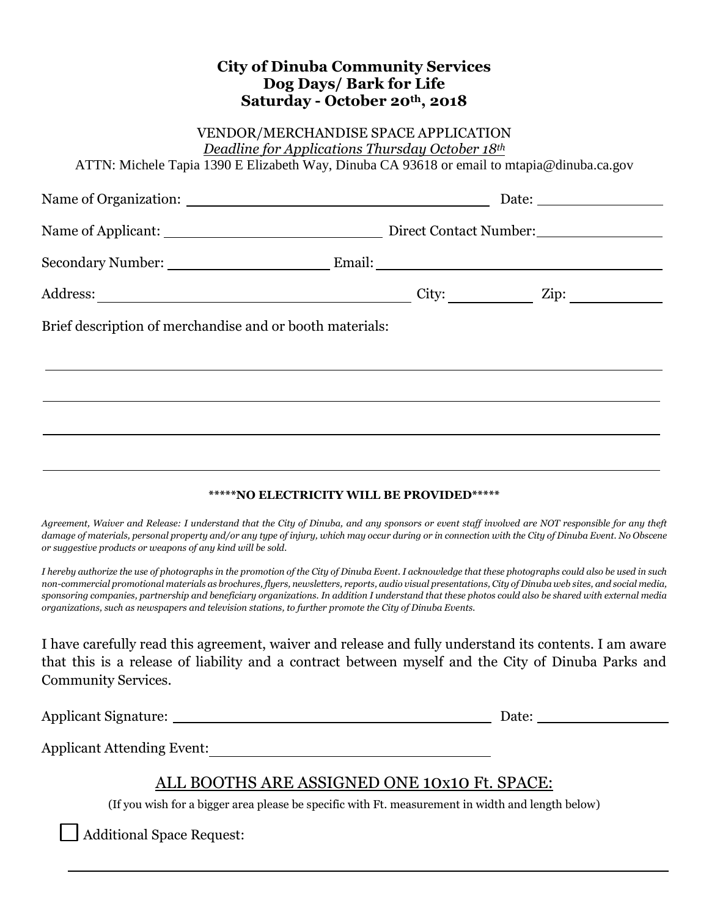# City of Dinuba Community Services
# Dog Days/ Bark for Life
# Saturday - October 20th, 2018

VENDOR/MERCHANDISE SPACE APPLICATION

*Deadline for Applications Thursday October 18th*

ATTN: Michele Tapia 1390 E Elizabeth Way, Dinuba CA 93618 or email to mtapia@dinuba.ca.gov

Name of Organization: ______________________________ Date: ______________

Name of Applicant: ______________________________ Direct Contact Number: ______________

Secondary Number: ______________ Email: ______________________________

Address: ______________________________ City: __________ Zip: __________

Brief description of merchandise and or booth materials:

______________________________________________________________________

______________________________________________________________________

______________________________________________________________________

______________________________________________________________________

**\*\*\*\*\*NO ELECTRICITY WILL BE PROVIDED\*\*\*\*\***

*Agreement, Waiver and Release: I understand that the City of Dinuba, and any sponsors or event staff involved are NOT responsible for any theft damage of materials, personal property and/or any type of injury, which may occur during or in connection with the City of Dinuba Event. No Obscene or suggestive products or weapons of any kind will be sold.*

*I hereby authorize the use of photographs in the promotion of the City of Dinuba Event. I acknowledge that these photographs could also be used in such non-commercial promotional materials as brochures, flyers, newsletters, reports, audio visual presentations, City of Dinuba web sites, and social media, sponsoring companies, partnership and beneficiary organizations. In addition I understand that these photos could also be shared with external media organizations, such as newspapers and television stations, to further promote the City of Dinuba Events.*

I have carefully read this agreement, waiver and release and fully understand its contents. I am aware that this is a release of liability and a contract between myself and the City of Dinuba Parks and Community Services.

Applicant Signature: ______________________________ Date: ______________

Applicant Attending Event: ______________________________

## ALL BOOTHS ARE ASSIGNED ONE 10x10 Ft. SPACE:

(If you wish for a bigger area please be specific with Ft. measurement in width and length below)

☐ Additional Space Request:

______________________________________________________________________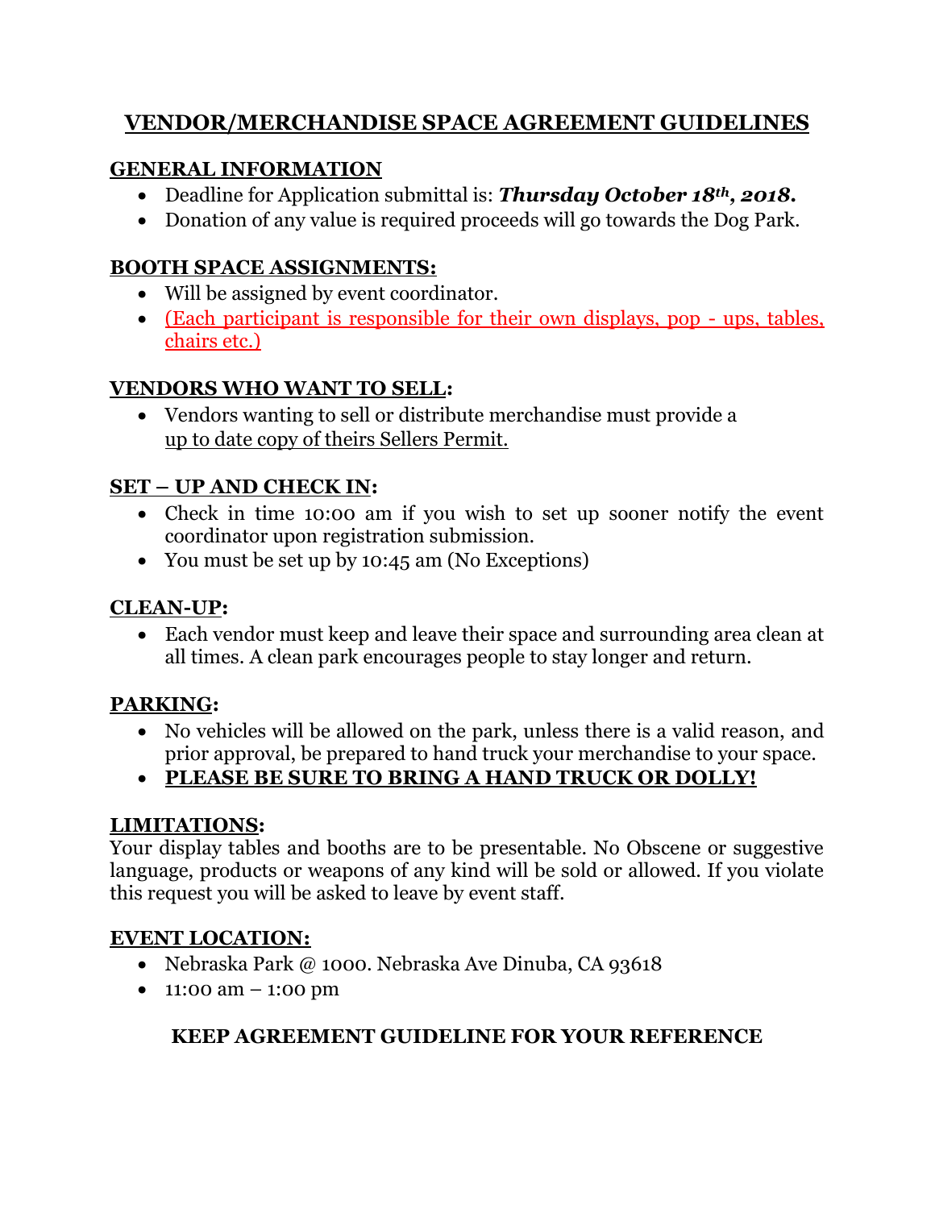# VENDOR/MERCHANDISE SPACE AGREEMENT GUIDELINES

## GENERAL INFORMATION

- Deadline for Application submittal is: ***Thursday October 18th, 2018.***
- Donation of any value is required proceeds will go towards the Dog Park.

## BOOTH SPACE ASSIGNMENTS:

- Will be assigned by event coordinator.
- (Each participant is responsible for their own displays, pop - ups, tables, chairs etc.)

## VENDORS WHO WANT TO SELL:

- Vendors wanting to sell or distribute merchandise must provide a up to date copy of theirs Sellers Permit.

## SET – UP AND CHECK IN:

- Check in time 10:00 am if you wish to set up sooner notify the event coordinator upon registration submission.
- You must be set up by 10:45 am (No Exceptions)

## CLEAN-UP:

- Each vendor must keep and leave their space and surrounding area clean at all times. A clean park encourages people to stay longer and return.

## PARKING:

- No vehicles will be allowed on the park, unless there is a valid reason, and prior approval, be prepared to hand truck your merchandise to your space.
- **PLEASE BE SURE TO BRING A HAND TRUCK OR DOLLY!**

## LIMITATIONS:

Your display tables and booths are to be presentable. No Obscene or suggestive language, products or weapons of any kind will be sold or allowed. If you violate this request you will be asked to leave by event staff.

## EVENT LOCATION:

- Nebraska Park @ 1000. Nebraska Ave Dinuba, CA 93618
- 11:00 am – 1:00 pm

**KEEP AGREEMENT GUIDELINE FOR YOUR REFERENCE**